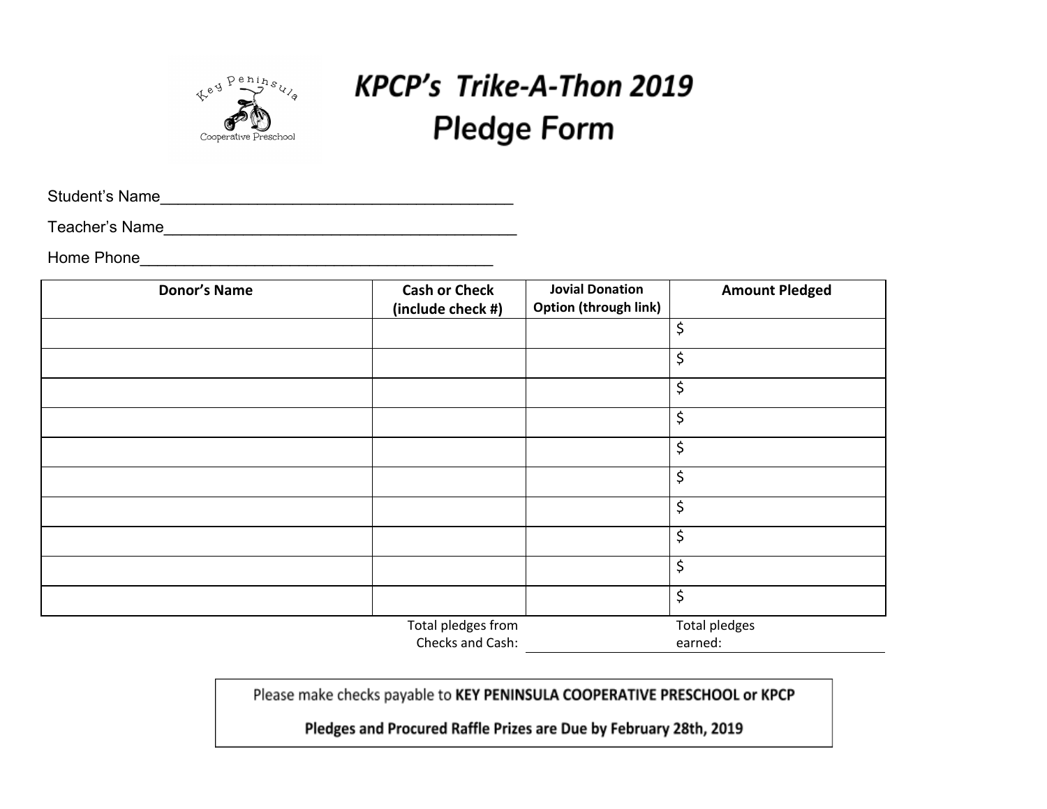# KPCP's Trike-A-Thon 2019
# Pledge Form

Student's Name_______________________________________

Teacher's Name_______________________________________

Home Phone_______________________________________

| Donor's Name | Cash or Check (include check #) | Jovial Donation Option (through link) | Amount Pledged |
|---|---|---|---|
| | | | $ |
| | | | $ |
| | | | $ |
| | | | $ |
| | | | $ |
| | | | $ |
| | | | $ |
| | | | $ |
| | | | $ |
| | | | $ |
| | Total pledges from Checks and Cash: | | Total pledges earned: |

Please make checks payable to **KEY PENINSULA COOPERATIVE PRESCHOOL or KPCP**

**Pledges and Procured Raffle Prizes are Due by February 28th, 2019**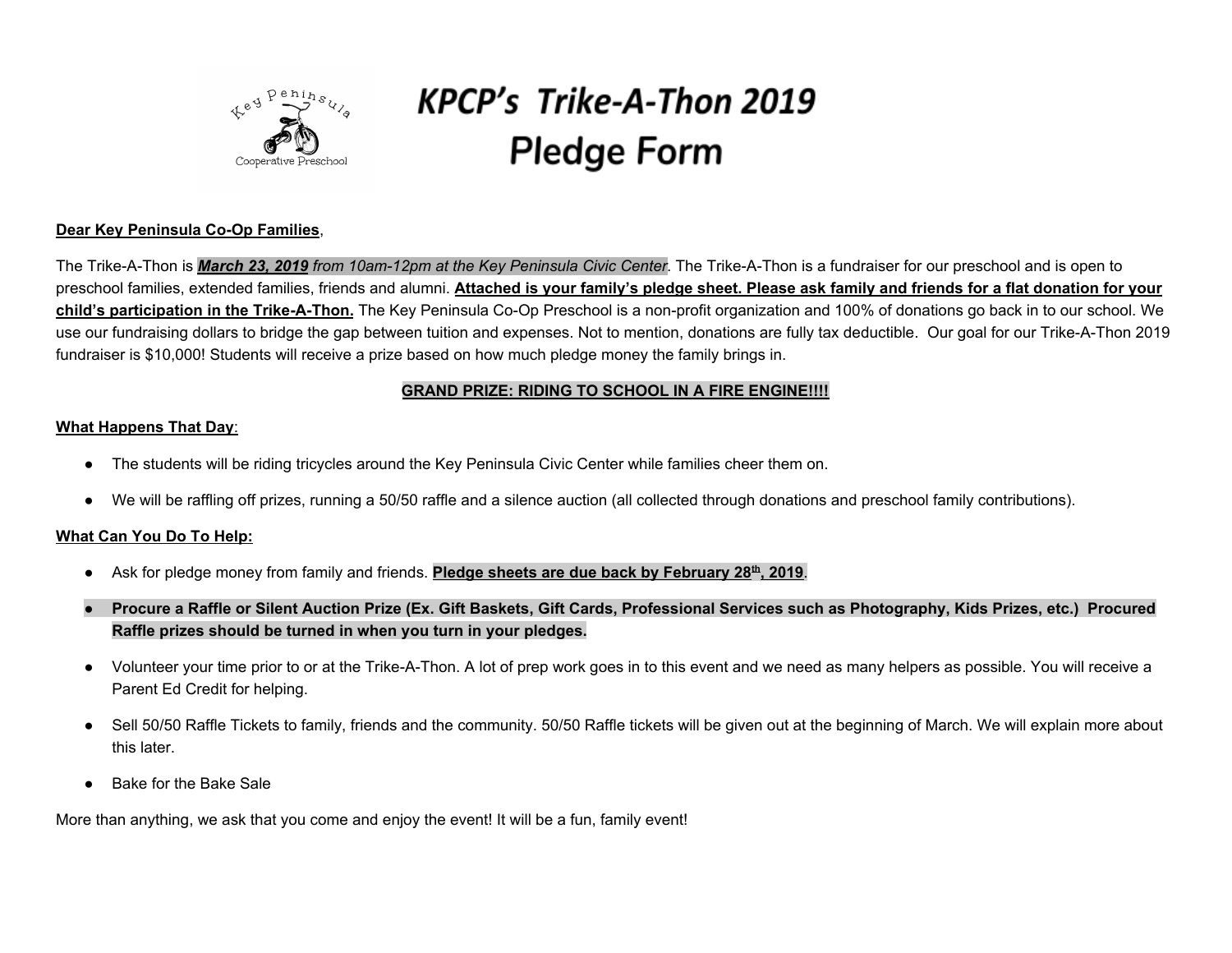# KPCP's Trike-A-Thon 2019 Pledge Form

**Dear Key Peninsula Co-Op Families**,

The Trike-A-Thon is ***March 23, 2019*** *from 10am-12pm at the Key Peninsula Civic Center*. The Trike-A-Thon is a fundraiser for our preschool and is open to preschool families, extended families, friends and alumni. **Attached is your family's pledge sheet. Please ask family and friends for a flat donation for your child's participation in the Trike-A-Thon.** The Key Peninsula Co-Op Preschool is a non-profit organization and 100% of donations go back in to our school. We use our fundraising dollars to bridge the gap between tuition and expenses. Not to mention, donations are fully tax deductible. Our goal for our Trike-A-Thon 2019 fundraiser is $10,000! Students will receive a prize based on how much pledge money the family brings in.

**GRAND PRIZE: RIDING TO SCHOOL IN A FIRE ENGINE!!!!**

**What Happens That Day**:

- The students will be riding tricycles around the Key Peninsula Civic Center while families cheer them on.
- We will be raffling off prizes, running a 50/50 raffle and a silence auction (all collected through donations and preschool family contributions).

**What Can You Do To Help:**

- Ask for pledge money from family and friends. **Pledge sheets are due back by February 28th, 2019**.
- **Procure a Raffle or Silent Auction Prize (Ex. Gift Baskets, Gift Cards, Professional Services such as Photography, Kids Prizes, etc.) Procured Raffle prizes should be turned in when you turn in your pledges.**
- Volunteer your time prior to or at the Trike-A-Thon. A lot of prep work goes in to this event and we need as many helpers as possible. You will receive a Parent Ed Credit for helping.
- Sell 50/50 Raffle Tickets to family, friends and the community. 50/50 Raffle tickets will be given out at the beginning of March. We will explain more about this later.
- Bake for the Bake Sale

More than anything, we ask that you come and enjoy the event! It will be a fun, family event!